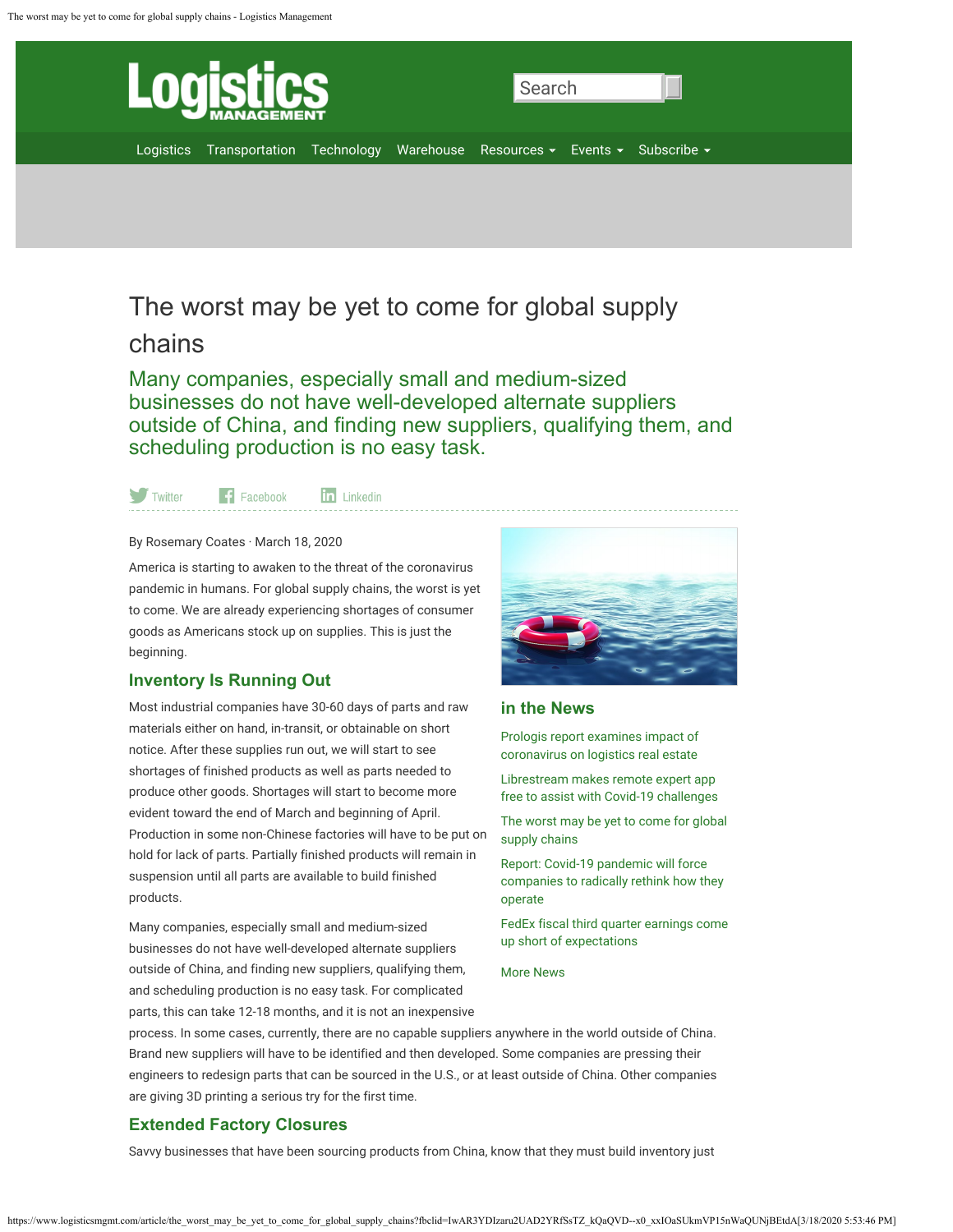# The worst may be yet to come for global supply chains

## Many companies, especially small and medium-sized businesses do not have well-developed alternate suppliers outside of China, and finding new suppliers, qualifying them, and scheduling production is no easy task.

By Rosemary Coates · March 18, 2020

America is starting to awaken to the threat of the coronavirus pandemic in humans. For global supply chains, the worst is yet to come. We are already experiencing shortages of consumer goods as Americans stock up on supplies. This is just the beginning.

### Inventory Is Running Out

Most industrial companies have 30-60 days of parts and raw materials either on hand, in-transit, or obtainable on short notice. After these supplies run out, we will start to see shortages of finished products as well as parts needed to produce other goods. Shortages will start to become more evident toward the end of March and beginning of April. Production in some non-Chinese factories will have to be put on hold for lack of parts. Partially finished products will remain in suspension until all parts are available to build finished products.

Many companies, especially small and medium-sized businesses do not have well-developed alternate suppliers outside of China, and finding new suppliers, qualifying them, and scheduling production is no easy task. For complicated parts, this can take 12-18 months, and it is not an inexpensive process. In some cases, currently, there are no capable suppliers anywhere in the world outside of China. Brand new suppliers will have to be identified and then developed. Some companies are pressing their engineers to redesign parts that can be sourced in the U.S., or at least outside of China. Other companies are giving 3D printing a serious try for the first time.

### Extended Factory Closures

Savvy businesses that have been sourcing products from China, know that they must build inventory just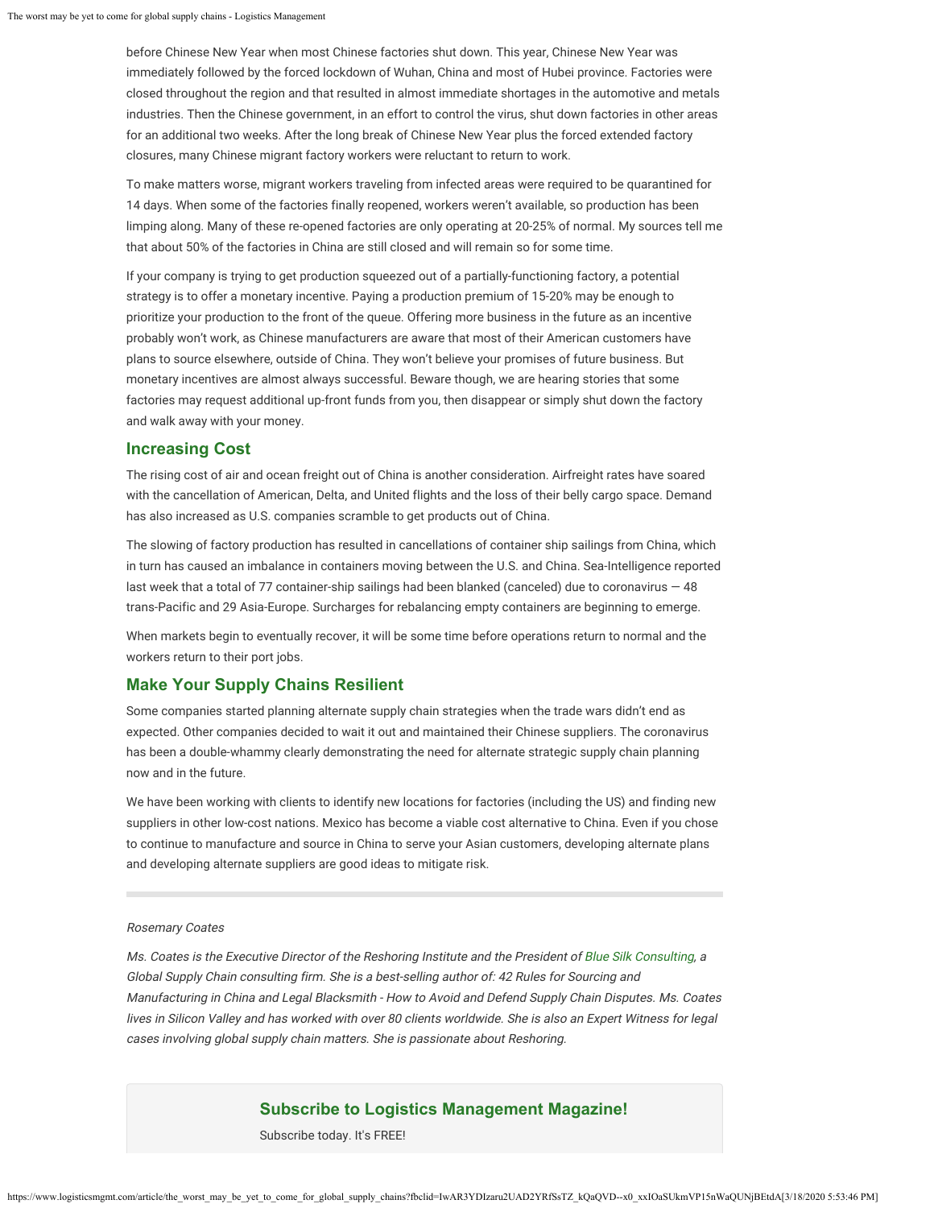before Chinese New Year when most Chinese factories shut down. This year, Chinese New Year was immediately followed by the forced lockdown of Wuhan, China and most of Hubei province. Factories were closed throughout the region and that resulted in almost immediate shortages in the automotive and metals industries. Then the Chinese government, in an effort to control the virus, shut down factories in other areas for an additional two weeks. After the long break of Chinese New Year plus the forced extended factory closures, many Chinese migrant factory workers were reluctant to return to work.

To make matters worse, migrant workers traveling from infected areas were required to be quarantined for 14 days. When some of the factories finally reopened, workers weren't available, so production has been limping along. Many of these re-opened factories are only operating at 20-25% of normal. My sources tell me that about 50% of the factories in China are still closed and will remain so for some time.

If your company is trying to get production squeezed out of a partially-functioning factory, a potential strategy is to offer a monetary incentive. Paying a production premium of 15-20% may be enough to prioritize your production to the front of the queue. Offering more business in the future as an incentive probably won't work, as Chinese manufacturers are aware that most of their American customers have plans to source elsewhere, outside of China. They won't believe your promises of future business. But monetary incentives are almost always successful. Beware though, we are hearing stories that some factories may request additional up-front funds from you, then disappear or simply shut down the factory and walk away with your money.

## Increasing Cost

The rising cost of air and ocean freight out of China is another consideration. Airfreight rates have soared with the cancellation of American, Delta, and United flights and the loss of their belly cargo space. Demand has also increased as U.S. companies scramble to get products out of China.

The slowing of factory production has resulted in cancellations of container ship sailings from China, which in turn has caused an imbalance in containers moving between the U.S. and China. Sea-Intelligence reported last week that a total of 77 container-ship sailings had been blanked (canceled) due to coronavirus — 48 trans-Pacific and 29 Asia-Europe. Surcharges for rebalancing empty containers are beginning to emerge.

When markets begin to eventually recover, it will be some time before operations return to normal and the workers return to their port jobs.

## Make Your Supply Chains Resilient

Some companies started planning alternate supply chain strategies when the trade wars didn't end as expected. Other companies decided to wait it out and maintained their Chinese suppliers. The coronavirus has been a double-whammy clearly demonstrating the need for alternate strategic supply chain planning now and in the future.

We have been working with clients to identify new locations for factories (including the US) and finding new suppliers in other low-cost nations. Mexico has become a viable cost alternative to China. Even if you chose to continue to manufacture and source in China to serve your Asian customers, developing alternate plans and developing alternate suppliers are good ideas to mitigate risk.

---

*Rosemary Coates*

*Ms. Coates is the Executive Director of the Reshoring Institute and the President of Blue Silk Consulting, a Global Supply Chain consulting firm. She is a best-selling author of: 42 Rules for Sourcing and Manufacturing in China and Legal Blacksmith - How to Avoid and Defend Supply Chain Disputes. Ms. Coates lives in Silicon Valley and has worked with over 80 clients worldwide. She is also an Expert Witness for legal cases involving global supply chain matters. She is passionate about Reshoring.*

### Subscribe to Logistics Management Magazine!

Subscribe today. It's FREE!